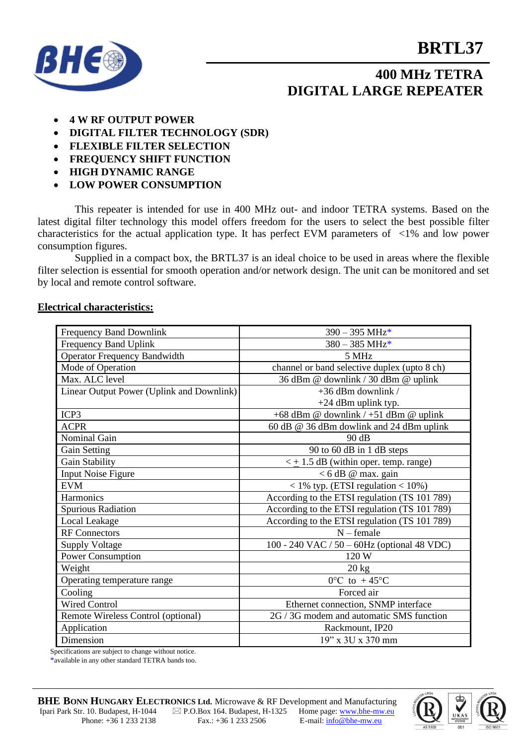# BRTL37

## 400 MHz TETRA DIGITAL LARGE REPEATER

- **4 W RF OUTPUT POWER**
- **DIGITAL FILTER TECHNOLOGY (SDR)**
- **FLEXIBLE FILTER SELECTION**
- **FREQUENCY SHIFT FUNCTION**
- **HIGH DYNAMIC RANGE**
- **LOW POWER CONSUMPTION**

This repeater is intended for use in 400 MHz out- and indoor TETRA systems. Based on the latest digital filter technology this model offers freedom for the users to select the best possible filter characteristics for the actual application type. It has perfect EVM parameters of <1% and low power consumption figures.

Supplied in a compact box, the BRTL37 is an ideal choice to be used in areas where the flexible filter selection is essential for smooth operation and/or network design. The unit can be monitored and set by local and remote control software.

**Electrical characteristics:**

| Parameter | Value |
|---|---|
| Frequency Band Downlink | 390 – 395 MHz* |
| Frequency Band Uplink | 380 – 385 MHz* |
| Operator Frequency Bandwidth | 5 MHz |
| Mode of Operation | channel or band selective duplex (upto 8 ch) |
| Max. ALC level | 36 dBm @ downlink / 30 dBm @ uplink |
| Linear Output Power (Uplink and Downlink) | +36 dBm downlink / +24 dBm uplink typ. |
| ICP3 | +68 dBm @ downlink / +51 dBm @ uplink |
| ACPR | 60 dB @ 36 dBm dowlink and 24 dBm uplink |
| Nominal Gain | 90 dB |
| Gain Setting | 90 to 60 dB in 1 dB steps |
| Gain Stability | < ± 1.5 dB (within oper. temp. range) |
| Input Noise Figure | < 6 dB @ max. gain |
| EVM | < 1% typ. (ETSI regulation < 10%) |
| Harmonics | According to the ETSI regulation (TS 101 789) |
| Spurious Radiation | According to the ETSI regulation (TS 101 789) |
| Local Leakage | According to the ETSI regulation (TS 101 789) |
| RF Connectors | N – female |
| Supply Voltage | 100 - 240 VAC / 50 – 60Hz (optional 48 VDC) |
| Power Consumption | 120 W |
| Weight | 20 kg |
| Operating temperature range | 0°C to + 45°C |
| Cooling | Forced air |
| Wired Control | Ethernet connection, SNMP interface |
| Remote Wireless Control (optional) | 2G / 3G modem and automatic SMS function |
| Application | Rackmount, IP20 |
| Dimension | 19" x 3U x 370 mm |

Specifications are subject to change without notice.
*available in any other standard TETRA bands too.

**BHE BONN HUNGARY ELECTRONICS Ltd.** Microwave & RF Development and Manufacturing
Ipari Park Str. 10. Budapest, H-1044 ✉ P.O.Box 164. Budapest, H-1325 Home page: www.bhe-mw.eu
Phone: +36 1 233 2138 Fax.: +36 1 233 2506 E-mail: info@bhe-mw.eu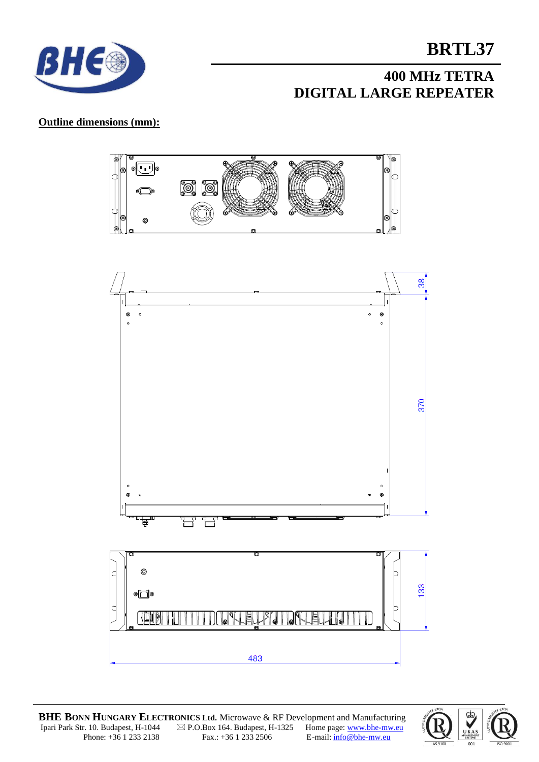# BRTL37

## 400 MHz TETRA DIGITAL LARGE REPEATER

**Outline dimensions (mm):**

38

370

133

483

**BHE BONN HUNGARY ELECTRONICS Ltd.** Microwave & RF Development and Manufacturing
Ipari Park Str. 10. Budapest, H-1044 ✉ P.O.Box 164. Budapest, H-1325 Home page: www.bhe-mw.eu
Phone: +36 1 233 2138 Fax.: +36 1 233 2506 E-mail: info@bhe-mw.eu